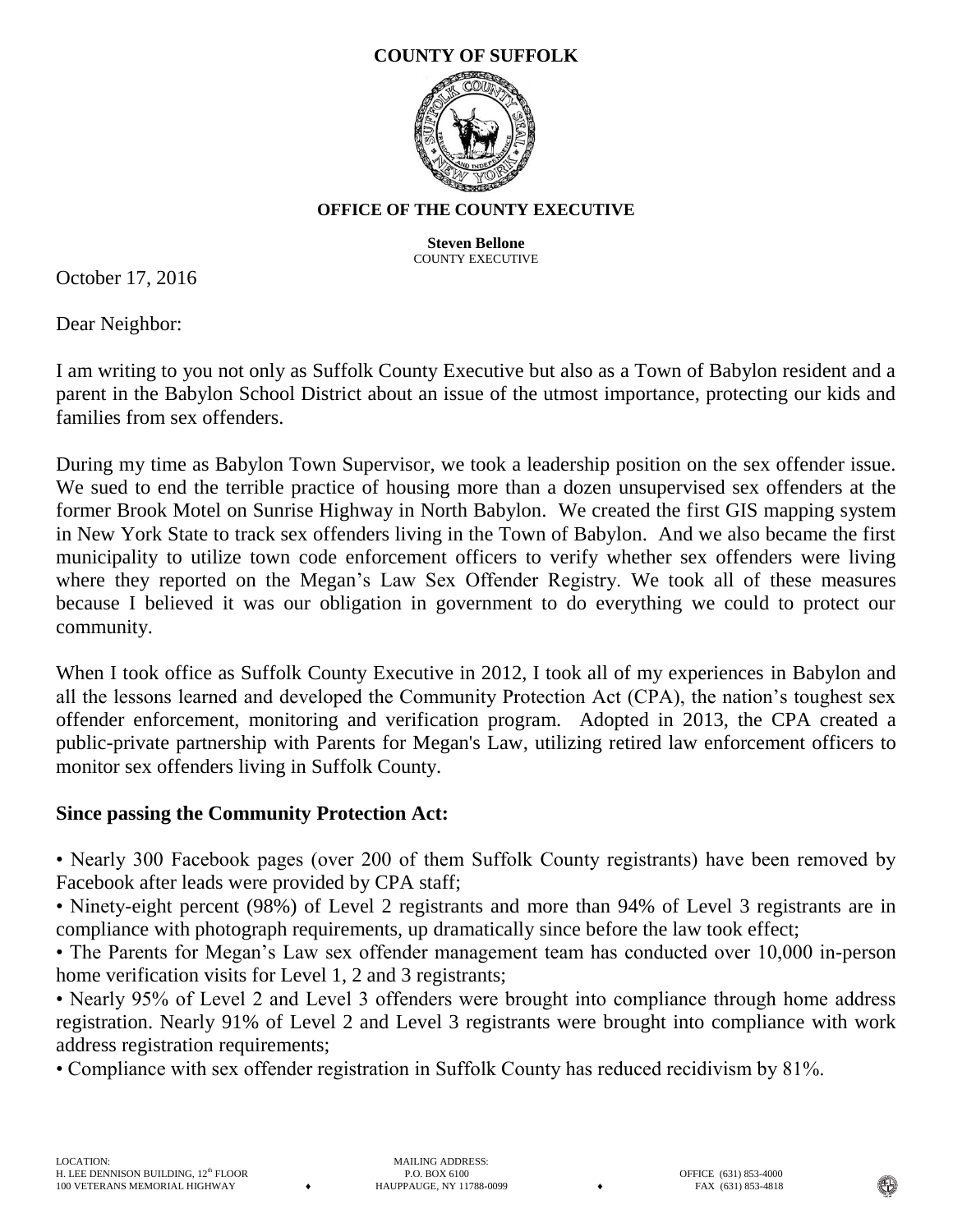**COUNTY OF SUFFOLK**

**OFFICE OF THE COUNTY EXECUTIVE**

**Steven Bellone**
COUNTY EXECUTIVE

October 17, 2016

Dear Neighbor:

I am writing to you not only as Suffolk County Executive but also as a Town of Babylon resident and a parent in the Babylon School District about an issue of the utmost importance, protecting our kids and families from sex offenders.

During my time as Babylon Town Supervisor, we took a leadership position on the sex offender issue. We sued to end the terrible practice of housing more than a dozen unsupervised sex offenders at the former Brook Motel on Sunrise Highway in North Babylon. We created the first GIS mapping system in New York State to track sex offenders living in the Town of Babylon. And we also became the first municipality to utilize town code enforcement officers to verify whether sex offenders were living where they reported on the Megan's Law Sex Offender Registry. We took all of these measures because I believed it was our obligation in government to do everything we could to protect our community.

When I took office as Suffolk County Executive in 2012, I took all of my experiences in Babylon and all the lessons learned and developed the Community Protection Act (CPA), the nation's toughest sex offender enforcement, monitoring and verification program. Adopted in 2013, the CPA created a public-private partnership with Parents for Megan's Law, utilizing retired law enforcement officers to monitor sex offenders living in Suffolk County.

**Since passing the Community Protection Act:**

• Nearly 300 Facebook pages (over 200 of them Suffolk County registrants) have been removed by Facebook after leads were provided by CPA staff;

• Ninety-eight percent (98%) of Level 2 registrants and more than 94% of Level 3 registrants are in compliance with photograph requirements, up dramatically since before the law took effect;

• The Parents for Megan's Law sex offender management team has conducted over 10,000 in-person home verification visits for Level 1, 2 and 3 registrants;

• Nearly 95% of Level 2 and Level 3 offenders were brought into compliance through home address registration. Nearly 91% of Level 2 and Level 3 registrants were brought into compliance with work address registration requirements;

• Compliance with sex offender registration in Suffolk County has reduced recidivism by 81%.

LOCATION:
H. LEE DENNISON BUILDING, 12th FLOOR
100 VETERANS MEMORIAL HIGHWAY

MAILING ADDRESS:
P.O. BOX 6100
HAUPPAUGE, NY 11788-0099

OFFICE (631) 853-4000
FAX (631) 853-4818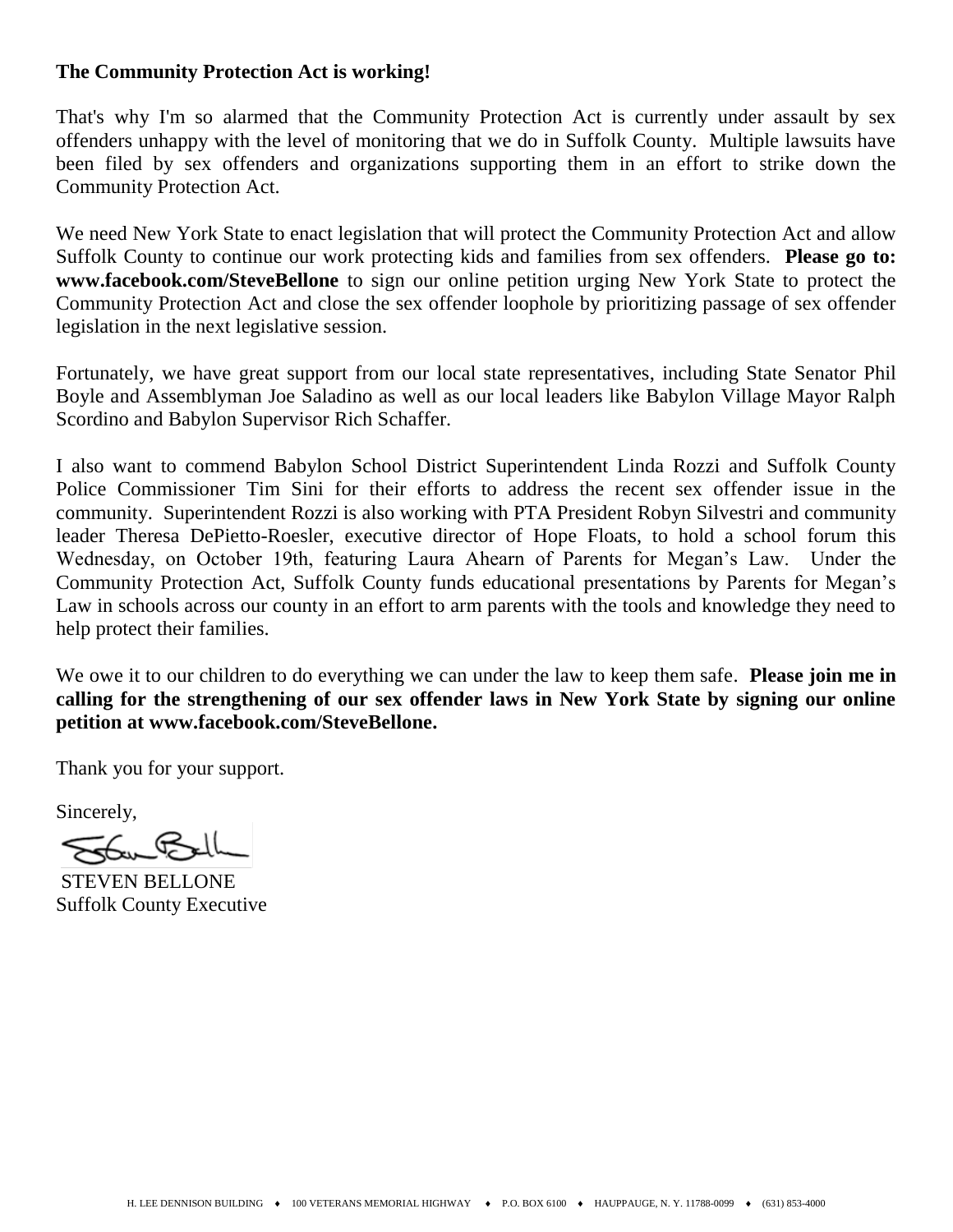**The Community Protection Act is working!**

That's why I'm so alarmed that the Community Protection Act is currently under assault by sex offenders unhappy with the level of monitoring that we do in Suffolk County. Multiple lawsuits have been filed by sex offenders and organizations supporting them in an effort to strike down the Community Protection Act.

We need New York State to enact legislation that will protect the Community Protection Act and allow Suffolk County to continue our work protecting kids and families from sex offenders. **Please go to: www.facebook.com/SteveBellone** to sign our online petition urging New York State to protect the Community Protection Act and close the sex offender loophole by prioritizing passage of sex offender legislation in the next legislative session.

Fortunately, we have great support from our local state representatives, including State Senator Phil Boyle and Assemblyman Joe Saladino as well as our local leaders like Babylon Village Mayor Ralph Scordino and Babylon Supervisor Rich Schaffer.

I also want to commend Babylon School District Superintendent Linda Rozzi and Suffolk County Police Commissioner Tim Sini for their efforts to address the recent sex offender issue in the community. Superintendent Rozzi is also working with PTA President Robyn Silvestri and community leader Theresa DePietto-Roesler, executive director of Hope Floats, to hold a school forum this Wednesday, on October 19th, featuring Laura Ahearn of Parents for Megan's Law. Under the Community Protection Act, Suffolk County funds educational presentations by Parents for Megan's Law in schools across our county in an effort to arm parents with the tools and knowledge they need to help protect their families.

We owe it to our children to do everything we can under the law to keep them safe. **Please join me in calling for the strengthening of our sex offender laws in New York State by signing our online petition at www.facebook.com/SteveBellone.**

Thank you for your support.

Sincerely,

STEVEN BELLONE
Suffolk County Executive

H. LEE DENNISON BUILDING ♦ 100 VETERANS MEMORIAL HIGHWAY ♦ P.O. BOX 6100 ♦ HAUPPAUGE, N. Y. 11788-0099 ♦ (631) 853-4000